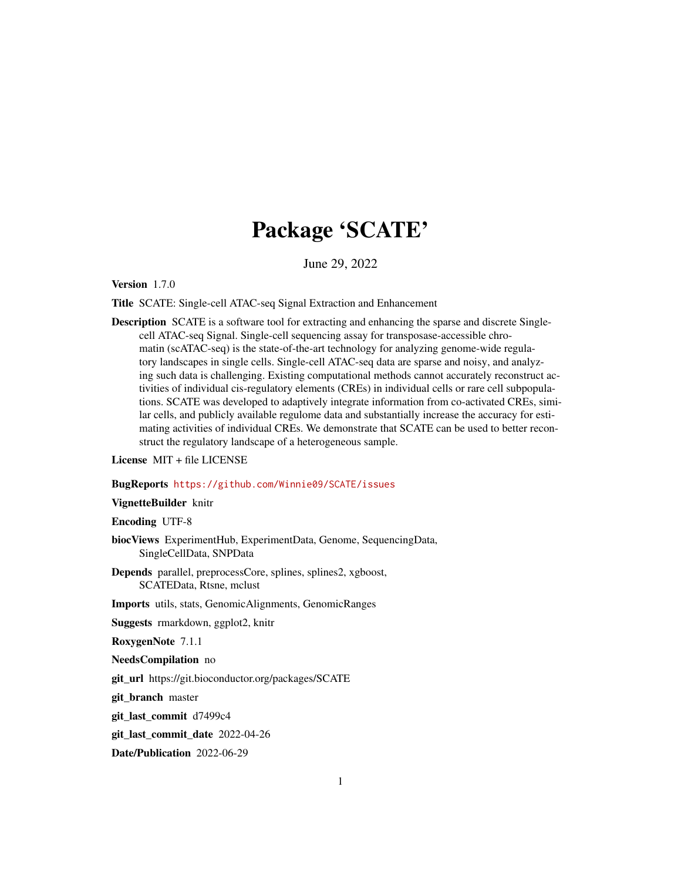# Package 'SCATE'

June 29, 2022

**Version** 1.7.0

**Title** SCATE: Single-cell ATAC-seq Signal Extraction and Enhancement

**Description** SCATE is a software tool for extracting and enhancing the sparse and discrete Single-cell ATAC-seq Signal. Single-cell sequencing assay for transposase-accessible chromatin (scATAC-seq) is the state-of-the-art technology for analyzing genome-wide regulatory landscapes in single cells. Single-cell ATAC-seq data are sparse and noisy, and analyzing such data is challenging. Existing computational methods cannot accurately reconstruct activities of individual cis-regulatory elements (CREs) in individual cells or rare cell subpopulations. SCATE was developed to adaptively integrate information from co-activated CREs, similar cells, and publicly available regulome data and substantially increase the accuracy for estimating activities of individual CREs. We demonstrate that SCATE can be used to better reconstruct the regulatory landscape of a heterogeneous sample.

**License** MIT + file LICENSE

**BugReports** https://github.com/Winnie09/SCATE/issues

**VignetteBuilder** knitr

**Encoding** UTF-8

**biocViews** ExperimentHub, ExperimentData, Genome, SequencingData, SingleCellData, SNPData

**Depends** parallel, preprocessCore, splines, splines2, xgboost, SCATEData, Rtsne, mclust

**Imports** utils, stats, GenomicAlignments, GenomicRanges

**Suggests** rmarkdown, ggplot2, knitr

**RoxygenNote** 7.1.1

**NeedsCompilation** no

**git_url** https://git.bioconductor.org/packages/SCATE

**git_branch** master

**git_last_commit** d7499c4

**git_last_commit_date** 2022-04-26

**Date/Publication** 2022-06-29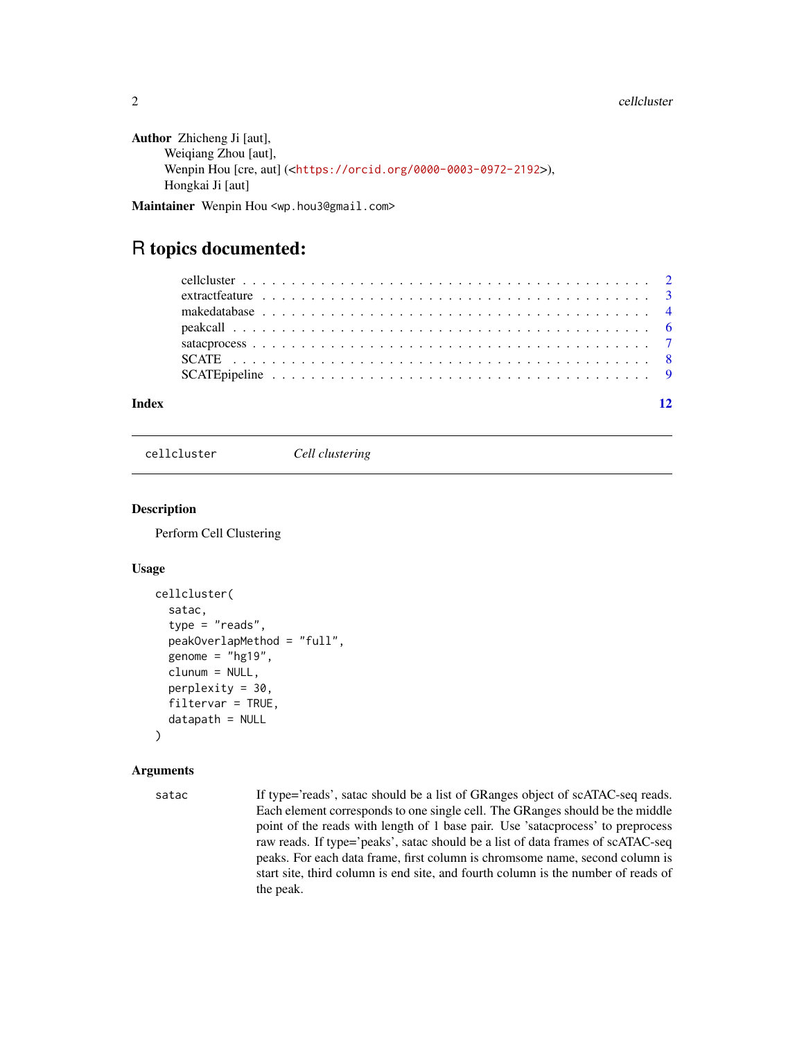**Author** Zhicheng Ji [aut],
Weiqiang Zhou [aut],
Wenpin Hou [cre, aut] (<https://orcid.org/0000-0003-0972-2192>),
Hongkai Ji [aut]

**Maintainer** Wenpin Hou <wp.hou3@gmail.com>

# R topics documented:

| | |
|---|---|
| cellcluster | 2 |
| extractfeature | 3 |
| makedatabase | 4 |
| peakcall | 6 |
| satacprocess | 7 |
| SCATE | 8 |
| SCATEpipeline | 9 |

**Index** 12

---

## cellcluster *Cell clustering*

---

### Description

Perform Cell Clustering

### Usage

```
cellcluster(
  satac,
  type = "reads",
  peakOverlapMethod = "full",
  genome = "hg19",
  clunum = NULL,
  perplexity = 30,
  filtervar = TRUE,
  datapath = NULL
)
```

### Arguments

| | |
|---|---|
| satac | If type='reads', satac should be a list of GRanges object of scATAC-seq reads. Each element corresponds to one single cell. The GRanges should be the middle point of the reads with length of 1 base pair. Use 'satacprocess' to preprocess raw reads. If type='peaks', satac should be a list of data frames of scATAC-seq peaks. For each data frame, first column is chromsome name, second column is start site, third column is end site, and fourth column is the number of reads of the peak. |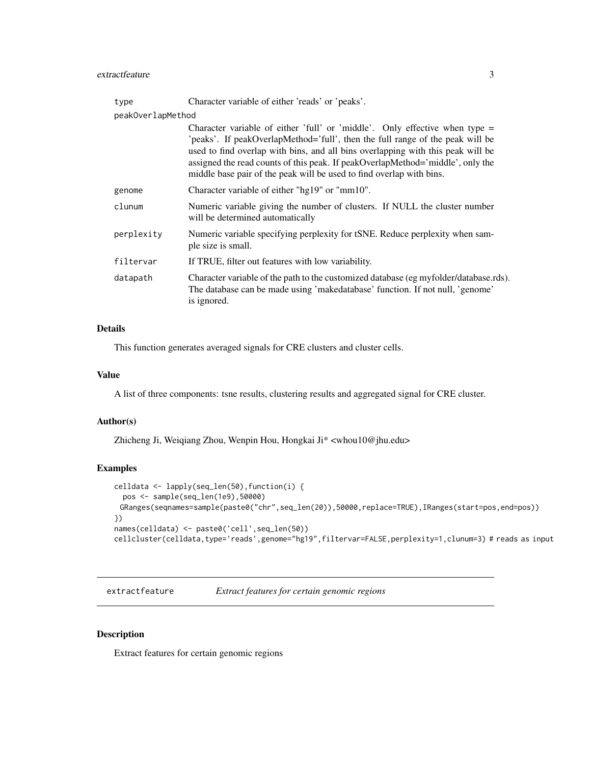| | |
|---|---|
| type | Character variable of either 'reads' or 'peaks'. |
| peakOverlapMethod | Character variable of either 'full' or 'middle'. Only effective when type = 'peaks'. If peakOverlapMethod='full', then the full range of the peak will be used to find overlap with bins, and all bins overlapping with this peak will be assigned the read counts of this peak. If peakOverlapMethod='middle', only the middle base pair of the peak will be used to find overlap with bins. |
| genome | Character variable of either "hg19" or "mm10". |
| clunum | Numeric variable giving the number of clusters. If NULL the cluster number will be determined automatically |
| perplexity | Numeric variable specifying perplexity for tSNE. Reduce perplexity when sample size is small. |
| filtervar | If TRUE, filter out features with low variability. |
| datapath | Character variable of the path to the customized database (eg myfolder/database.rds). The database can be made using 'makedatabase' function. If not null, 'genome' is ignored. |

### Details

This function generates averaged signals for CRE clusters and cluster cells.

### Value

A list of three components: tsne results, clustering results and aggregated signal for CRE cluster.

### Author(s)

Zhicheng Ji, Weiqiang Zhou, Wenpin Hou, Hongkai Ji* <whou10@jhu.edu>

### Examples

```
celldata <- lapply(seq_len(50),function(i) {
  pos <- sample(seq_len(1e9),50000)
 GRanges(seqnames=sample(paste0("chr",seq_len(20)),50000,replace=TRUE),IRanges(start=pos,end=pos))
})
names(celldata) <- paste0('cell',seq_len(50))
cellcluster(celldata,type='reads',genome="hg19",filtervar=FALSE,perplexity=1,clunum=3) # reads as input
```

---

## extractfeature *Extract features for certain genomic regions*

---

### Description

Extract features for certain genomic regions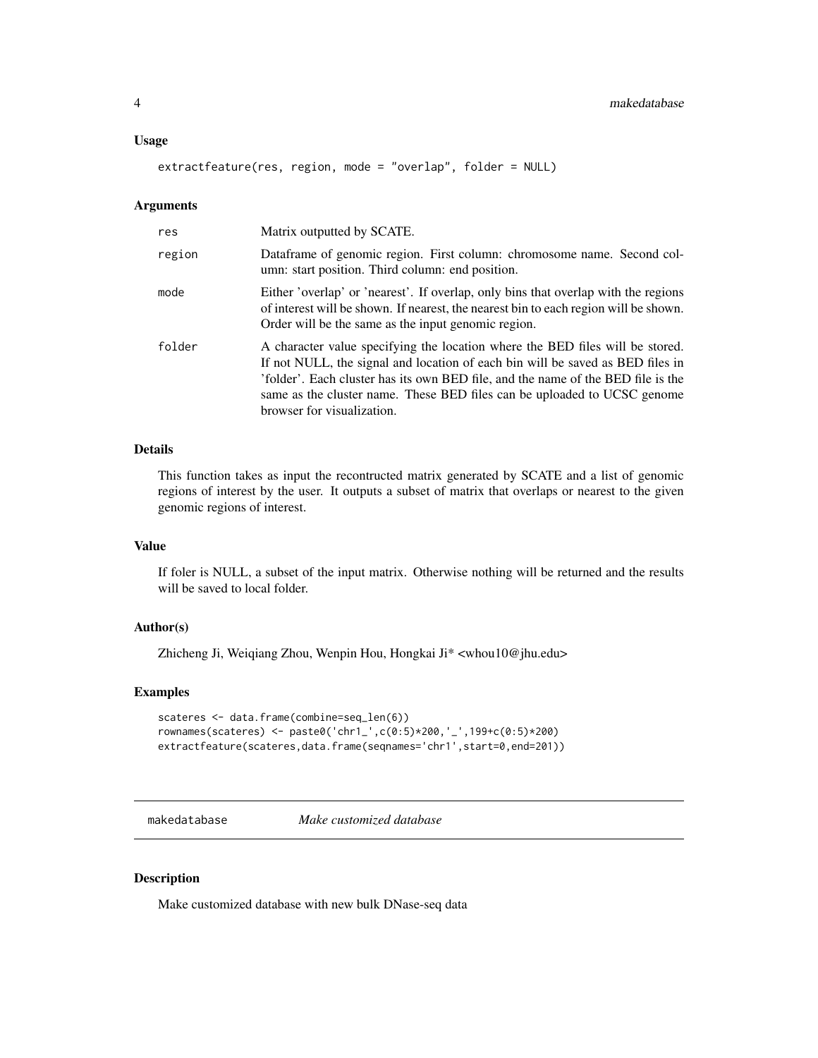### Usage

```
extractfeature(res, region, mode = "overlap", folder = NULL)
```

### Arguments

| | |
|---|---|
| res | Matrix outputted by SCATE. |
| region | Dataframe of genomic region. First column: chromosome name. Second column: start position. Third column: end position. |
| mode | Either 'overlap' or 'nearest'. If overlap, only bins that overlap with the regions of interest will be shown. If nearest, the nearest bin to each region will be shown. Order will be the same as the input genomic region. |
| folder | A character value specifying the location where the BED files will be stored. If not NULL, the signal and location of each bin will be saved as BED files in 'folder'. Each cluster has its own BED file, and the name of the BED file is the same as the cluster name. These BED files can be uploaded to UCSC genome browser for visualization. |

### Details

This function takes as input the recontructed matrix generated by SCATE and a list of genomic regions of interest by the user. It outputs a subset of matrix that overlaps or nearest to the given genomic regions of interest.

### Value

If foler is NULL, a subset of the input matrix. Otherwise nothing will be returned and the results will be saved to local folder.

### Author(s)

Zhicheng Ji, Weiqiang Zhou, Wenpin Hou, Hongkai Ji* <whou10@jhu.edu>

### Examples

```
scateres <- data.frame(combine=seq_len(6))
rownames(scateres) <- paste0('chr1_',c(0:5)*200,'_',199+c(0:5)*200)
extractfeature(scateres,data.frame(seqnames='chr1',start=0,end=201))
```

---

## makedatabase    *Make customized database*

---

### Description

Make customized database with new bulk DNase-seq data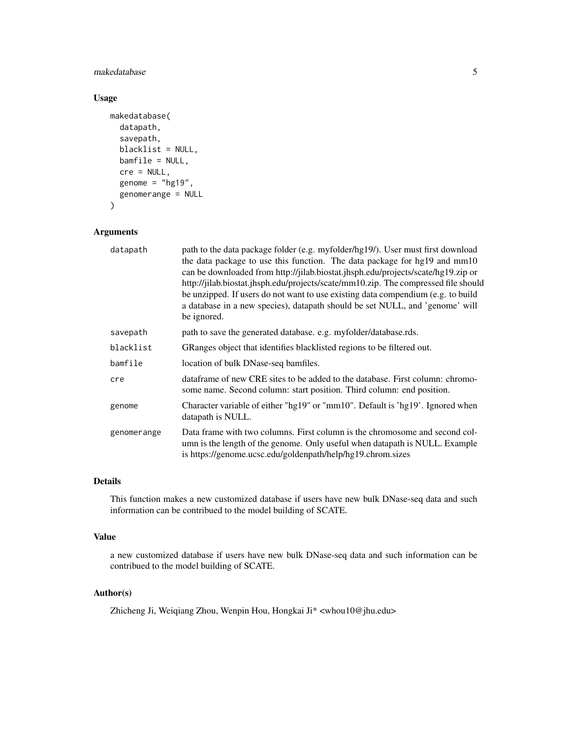## Usage

```
makedatabase(
  datapath,
  savepath,
  blacklist = NULL,
  bamfile = NULL,
  cre = NULL,
  genome = "hg19",
  genomerange = NULL
)
```

## Arguments

| | |
|---|---|
| datapath | path to the data package folder (e.g. myfolder/hg19/). User must first download the data package to use this function. The data package for hg19 and mm10 can be downloaded from http://jilab.biostat.jhsph.edu/projects/scate/hg19.zip or http://jilab.biostat.jhsph.edu/projects/scate/mm10.zip. The compressed file should be unzipped. If users do not want to use existing data compendium (e.g. to build a database in a new species), datapath should be set NULL, and 'genome' will be ignored. |
| savepath | path to save the generated database. e.g. myfolder/database.rds. |
| blacklist | GRanges object that identifies blacklisted regions to be filtered out. |
| bamfile | location of bulk DNase-seq bamfiles. |
| cre | dataframe of new CRE sites to be added to the database. First column: chromosome name. Second column: start position. Third column: end position. |
| genome | Character variable of either "hg19" or "mm10". Default is 'hg19'. Ignored when datapath is NULL. |
| genomerange | Data frame with two columns. First column is the chromosome and second column is the length of the genome. Only useful when datapath is NULL. Example is https://genome.ucsc.edu/goldenpath/help/hg19.chrom.sizes |

## Details

This function makes a new customized database if users have new bulk DNase-seq data and such information can be contribued to the model building of SCATE.

## Value

a new customized database if users have new bulk DNase-seq data and such information can be contribued to the model building of SCATE.

## Author(s)

Zhicheng Ji, Weiqiang Zhou, Wenpin Hou, Hongkai Ji* <whou10@jhu.edu>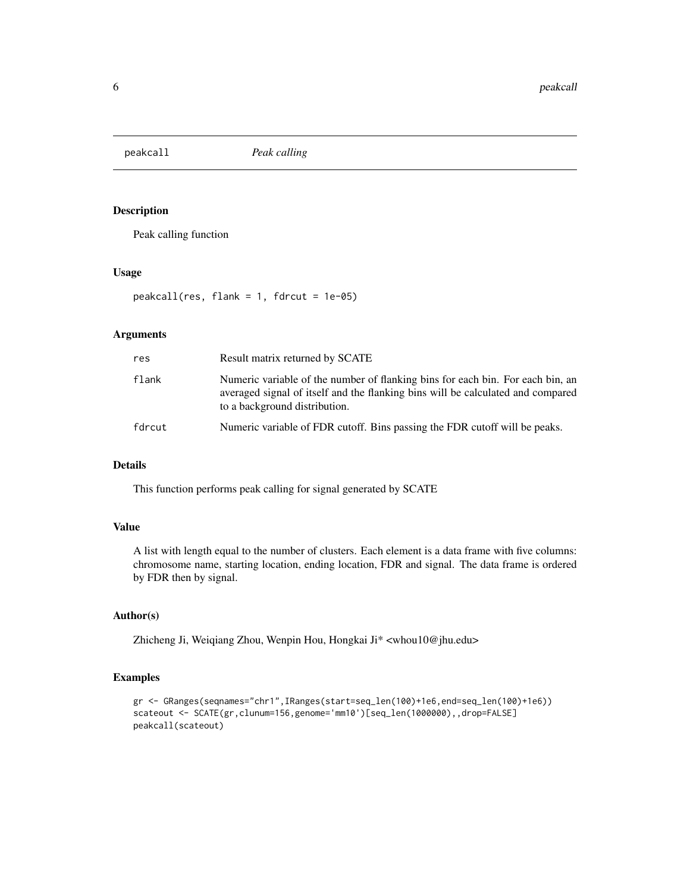## peakcall *Peak calling*

### Description

Peak calling function

### Usage

```
peakcall(res, flank = 1, fdrcut = 1e-05)
```

### Arguments

| | |
|---|---|
| res | Result matrix returned by SCATE |
| flank | Numeric variable of the number of flanking bins for each bin. For each bin, an averaged signal of itself and the flanking bins will be calculated and compared to a background distribution. |
| fdrcut | Numeric variable of FDR cutoff. Bins passing the FDR cutoff will be peaks. |

### Details

This function performs peak calling for signal generated by SCATE

### Value

A list with length equal to the number of clusters. Each element is a data frame with five columns: chromosome name, starting location, ending location, FDR and signal. The data frame is ordered by FDR then by signal.

### Author(s)

Zhicheng Ji, Weiqiang Zhou, Wenpin Hou, Hongkai Ji* <whou10@jhu.edu>

### Examples

```
gr <- GRanges(seqnames="chr1",IRanges(start=seq_len(100)+1e6,end=seq_len(100)+1e6))
scateout <- SCATE(gr,clunum=156,genome='mm10')[seq_len(1000000),,drop=FALSE]
peakcall(scateout)
```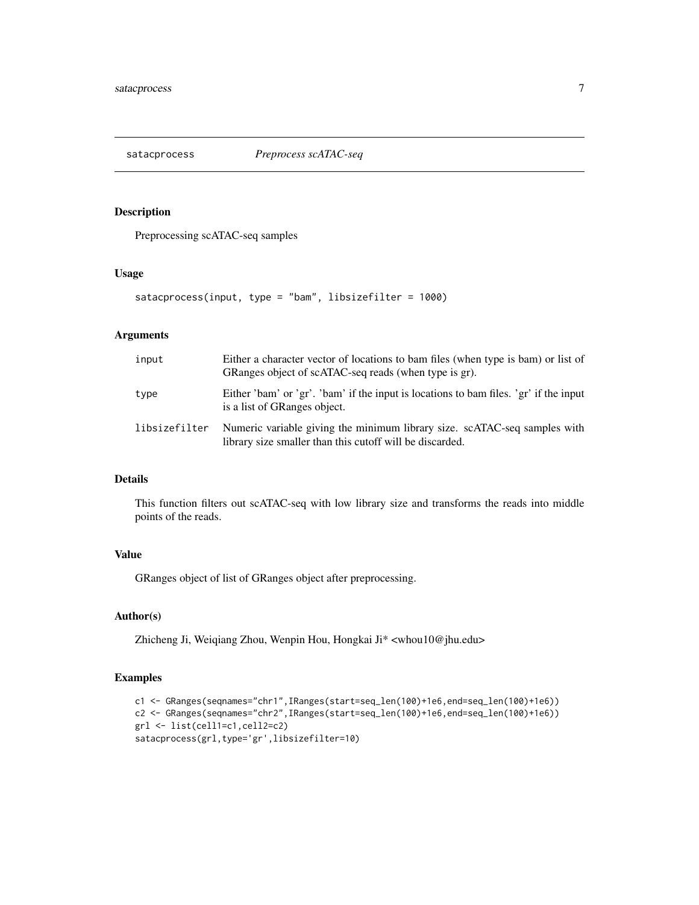## satacprocess *Preprocess scATAC-seq*

### Description

Preprocessing scATAC-seq samples

### Usage

```
satacprocess(input, type = "bam", libsizefilter = 1000)
```

### Arguments

| | |
|---|---|
| input | Either a character vector of locations to bam files (when type is bam) or list of GRanges object of scATAC-seq reads (when type is gr). |
| type | Either 'bam' or 'gr'. 'bam' if the input is locations to bam files. 'gr' if the input is a list of GRanges object. |
| libsizefilter | Numeric variable giving the minimum library size. scATAC-seq samples with library size smaller than this cutoff will be discarded. |

### Details

This function filters out scATAC-seq with low library size and transforms the reads into middle points of the reads.

### Value

GRanges object of list of GRanges object after preprocessing.

### Author(s)

Zhicheng Ji, Weiqiang Zhou, Wenpin Hou, Hongkai Ji* <whou10@jhu.edu>

### Examples

```
c1 <- GRanges(seqnames="chr1",IRanges(start=seq_len(100)+1e6,end=seq_len(100)+1e6))
c2 <- GRanges(seqnames="chr2",IRanges(start=seq_len(100)+1e6,end=seq_len(100)+1e6))
grl <- list(cell1=c1,cell2=c2)
satacprocess(grl,type='gr',libsizefilter=10)
```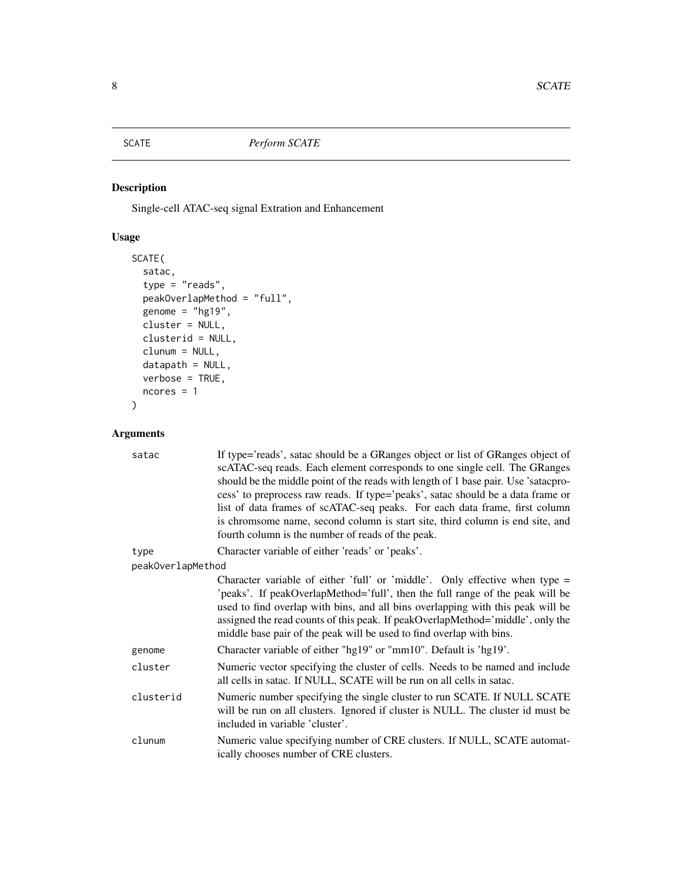# SCATE — *Perform SCATE*

## Description

Single-cell ATAC-seq signal Extration and Enhancement

## Usage

```
SCATE(
  satac,
  type = "reads",
  peakOverlapMethod = "full",
  genome = "hg19",
  cluster = NULL,
  clusterid = NULL,
  clunum = NULL,
  datapath = NULL,
  verbose = TRUE,
  ncores = 1
)
```

## Arguments

| Argument | Description |
|---|---|
| `satac` | If type='reads', satac should be a GRanges object or list of GRanges object of scATAC-seq reads. Each element corresponds to one single cell. The GRanges should be the middle point of the reads with length of 1 base pair. Use 'satacprocess' to preprocess raw reads. If type='peaks', satac should be a data frame or list of data frames of scATAC-seq peaks. For each data frame, first column is chromsome name, second column is start site, third column is end site, and fourth column is the number of reads of the peak. |
| `type` | Character variable of either 'reads' or 'peaks'. |
| `peakOverlapMethod` | Character variable of either 'full' or 'middle'. Only effective when type = 'peaks'. If peakOverlapMethod='full', then the full range of the peak will be used to find overlap with bins, and all bins overlapping with this peak will be assigned the read counts of this peak. If peakOverlapMethod='middle', only the middle base pair of the peak will be used to find overlap with bins. |
| `genome` | Character variable of either "hg19" or "mm10". Default is 'hg19'. |
| `cluster` | Numeric vector specifying the cluster of cells. Needs to be named and include all cells in satac. If NULL, SCATE will be run on all cells in satac. |
| `clusterid` | Numeric number specifying the single cluster to run SCATE. If NULL SCATE will be run on all clusters. Ignored if cluster is NULL. The cluster id must be included in variable 'cluster'. |
| `clunum` | Numeric value specifying number of CRE clusters. If NULL, SCATE automatically chooses number of CRE clusters. |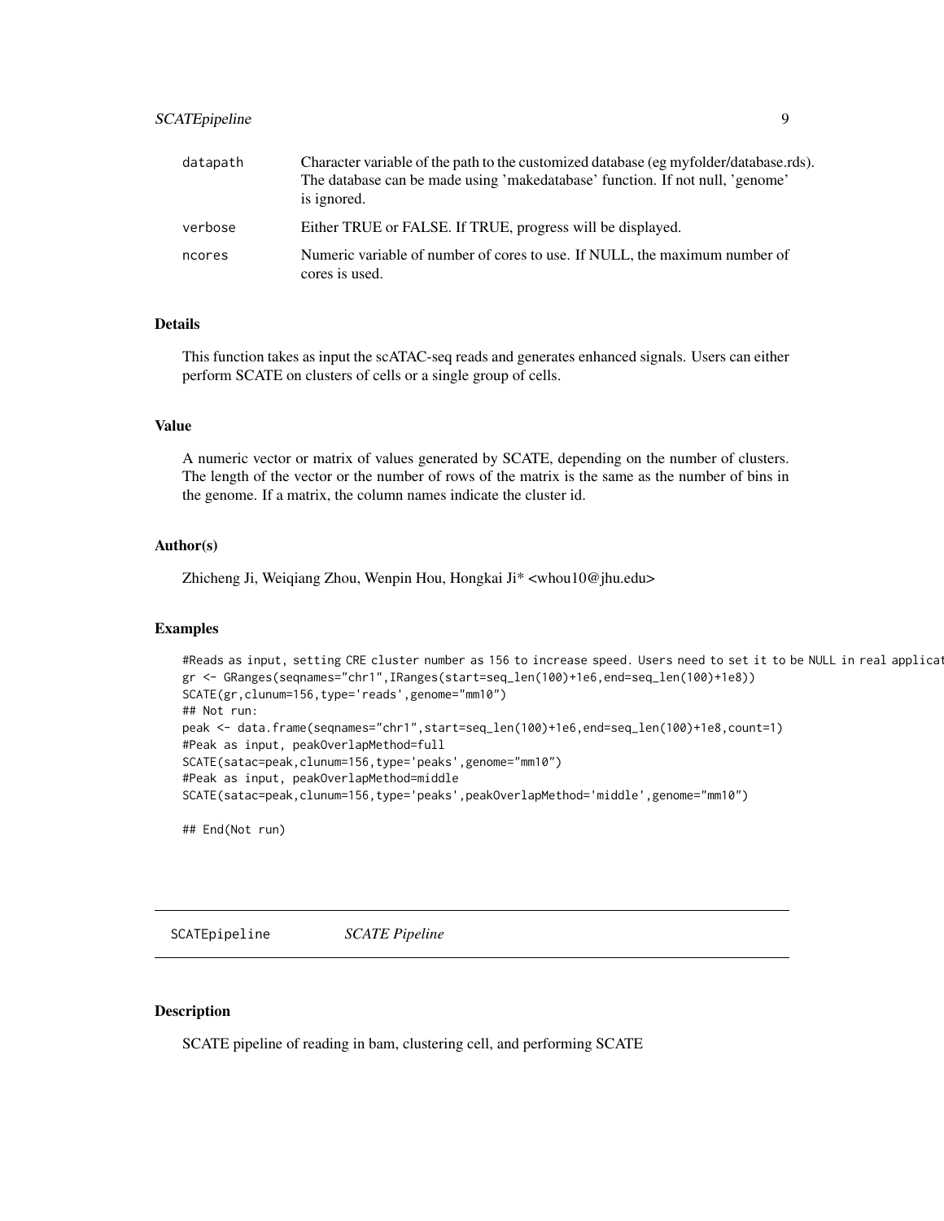| | |
|---|---|
| datapath | Character variable of the path to the customized database (eg myfolder/database.rds). The database can be made using 'makedatabase' function. If not null, 'genome' is ignored. |
| verbose | Either TRUE or FALSE. If TRUE, progress will be displayed. |
| ncores | Numeric variable of number of cores to use. If NULL, the maximum number of cores is used. |

### Details

This function takes as input the scATAC-seq reads and generates enhanced signals. Users can either perform SCATE on clusters of cells or a single group of cells.

### Value

A numeric vector or matrix of values generated by SCATE, depending on the number of clusters. The length of the vector or the number of rows of the matrix is the same as the number of bins in the genome. If a matrix, the column names indicate the cluster id.

### Author(s)

Zhicheng Ji, Weiqiang Zhou, Wenpin Hou, Hongkai Ji* <whou10@jhu.edu>

### Examples

```
#Reads as input, setting CRE cluster number as 156 to increase speed. Users need to set it to be NULL in real applicat
gr <- GRanges(seqnames="chr1",IRanges(start=seq_len(100)+1e6,end=seq_len(100)+1e8))
SCATE(gr,clunum=156,type='reads',genome="mm10")
## Not run:
peak <- data.frame(seqnames="chr1",start=seq_len(100)+1e6,end=seq_len(100)+1e8,count=1)
#Peak as input, peakOverlapMethod=full
SCATE(satac=peak,clunum=156,type='peaks',genome="mm10")
#Peak as input, peakOverlapMethod=middle
SCATE(satac=peak,clunum=156,type='peaks',peakOverlapMethod='middle',genome="mm10")

## End(Not run)
```

---

## SCATEpipeline *SCATE Pipeline*

---

### Description

SCATE pipeline of reading in bam, clustering cell, and performing SCATE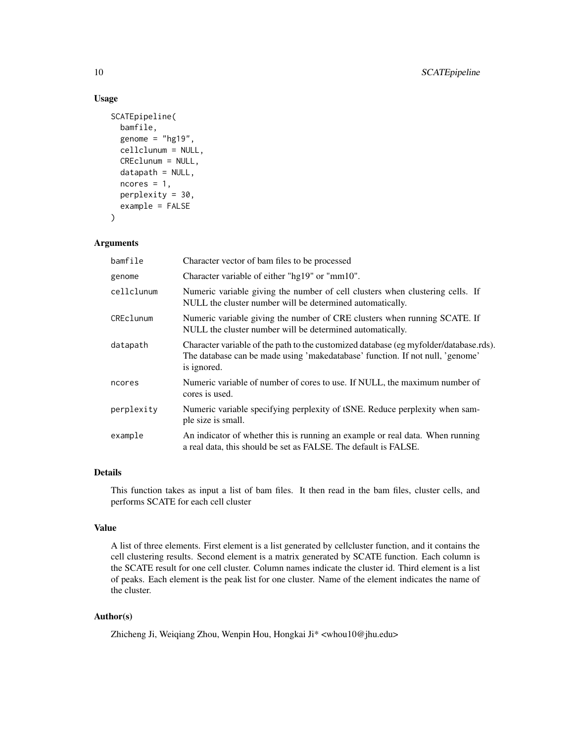## Usage

```
SCATEpipeline(
  bamfile,
  genome = "hg19",
  cellclunum = NULL,
  CREclunum = NULL,
  datapath = NULL,
  ncores = 1,
  perplexity = 30,
  example = FALSE
)
```

## Arguments

| | |
|---|---|
| bamfile | Character vector of bam files to be processed |
| genome | Character variable of either "hg19" or "mm10". |
| cellclunum | Numeric variable giving the number of cell clusters when clustering cells. If NULL the cluster number will be determined automatically. |
| CREclunum | Numeric variable giving the number of CRE clusters when running SCATE. If NULL the cluster number will be determined automatically. |
| datapath | Character variable of the path to the customized database (eg myfolder/database.rds). The database can be made using 'makedatabase' function. If not null, 'genome' is ignored. |
| ncores | Numeric variable of number of cores to use. If NULL, the maximum number of cores is used. |
| perplexity | Numeric variable specifying perplexity of tSNE. Reduce perplexity when sample size is small. |
| example | An indicator of whether this is running an example or real data. When running a real data, this should be set as FALSE. The default is FALSE. |

## Details

This function takes as input a list of bam files. It then read in the bam files, cluster cells, and performs SCATE for each cell cluster

## Value

A list of three elements. First element is a list generated by cellcluster function, and it contains the cell clustering results. Second element is a matrix generated by SCATE function. Each column is the SCATE result for one cell cluster. Column names indicate the cluster id. Third element is a list of peaks. Each element is the peak list for one cluster. Name of the element indicates the name of the cluster.

## Author(s)

Zhicheng Ji, Weiqiang Zhou, Wenpin Hou, Hongkai Ji* <whou10@jhu.edu>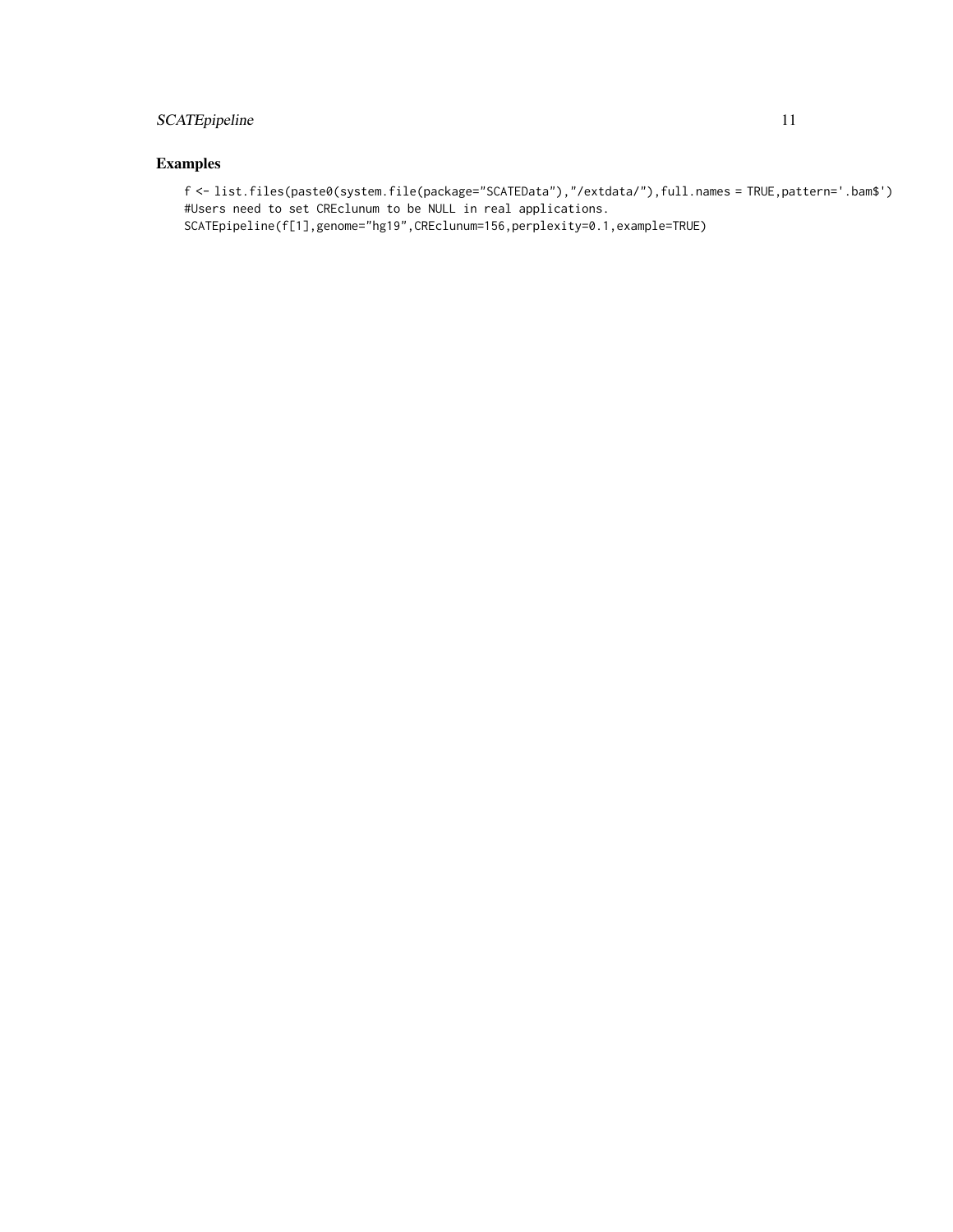## Examples

```
f <- list.files(paste0(system.file(package="SCATEData"),"/extdata/"),full.names = TRUE,pattern='.bam$')
#Users need to set CREclunum to be NULL in real applications.
SCATEpipeline(f[1],genome="hg19",CREclunum=156,perplexity=0.1,example=TRUE)
```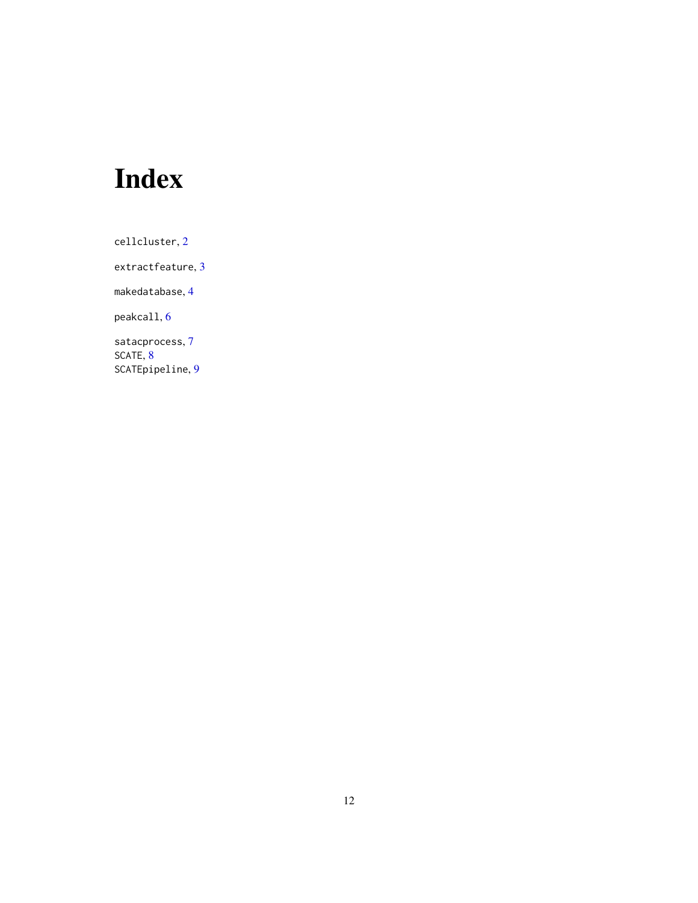# Index

cellcluster, 2

extractfeature, 3

makedatabase, 4

peakcall, 6

satacprocess, 7
SCATE, 8
SCATEpipeline, 9